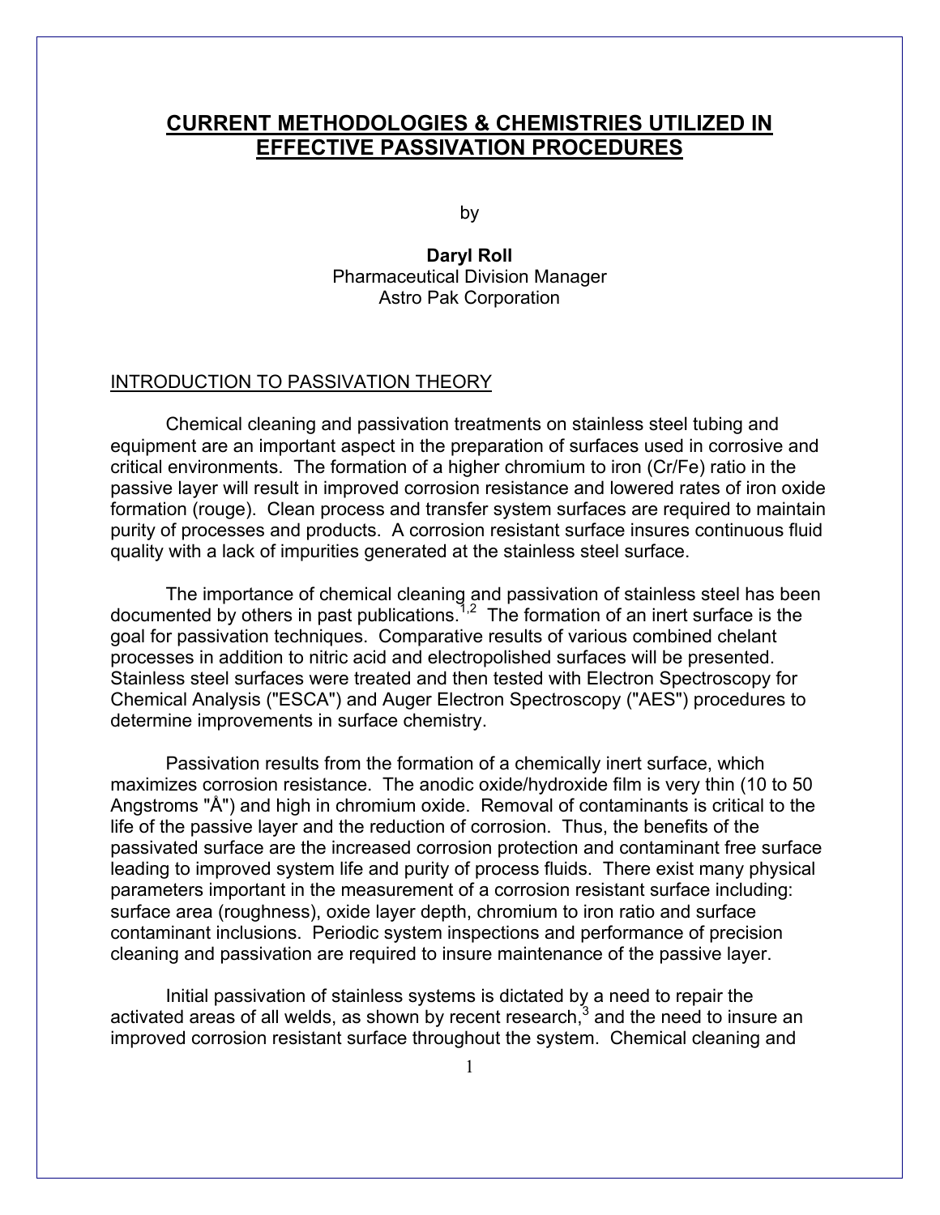# CURRENT METHODOLOGIES & CHEMISTRIES UTILIZED IN EFFECTIVE PASSIVATION PROCEDURES

by

**Daryl Roll**
Pharmaceutical Division Manager
Astro Pak Corporation

## INTRODUCTION TO PASSIVATION THEORY

Chemical cleaning and passivation treatments on stainless steel tubing and equipment are an important aspect in the preparation of surfaces used in corrosive and critical environments. The formation of a higher chromium to iron (Cr/Fe) ratio in the passive layer will result in improved corrosion resistance and lowered rates of iron oxide formation (rouge). Clean process and transfer system surfaces are required to maintain purity of processes and products. A corrosion resistant surface insures continuous fluid quality with a lack of impurities generated at the stainless steel surface.

The importance of chemical cleaning and passivation of stainless steel has been documented by others in past publications.[1,2] The formation of an inert surface is the goal for passivation techniques. Comparative results of various combined chelant processes in addition to nitric acid and electropolished surfaces will be presented. Stainless steel surfaces were treated and then tested with Electron Spectroscopy for Chemical Analysis ("ESCA") and Auger Electron Spectroscopy ("AES") procedures to determine improvements in surface chemistry.

Passivation results from the formation of a chemically inert surface, which maximizes corrosion resistance. The anodic oxide/hydroxide film is very thin (10 to 50 Angstroms "Å") and high in chromium oxide. Removal of contaminants is critical to the life of the passive layer and the reduction of corrosion. Thus, the benefits of the passivated surface are the increased corrosion protection and contaminant free surface leading to improved system life and purity of process fluids. There exist many physical parameters important in the measurement of a corrosion resistant surface including: surface area (roughness), oxide layer depth, chromium to iron ratio and surface contaminant inclusions. Periodic system inspections and performance of precision cleaning and passivation are required to insure maintenance of the passive layer.

Initial passivation of stainless systems is dictated by a need to repair the activated areas of all welds, as shown by recent research,[3] and the need to insure an improved corrosion resistant surface throughout the system. Chemical cleaning and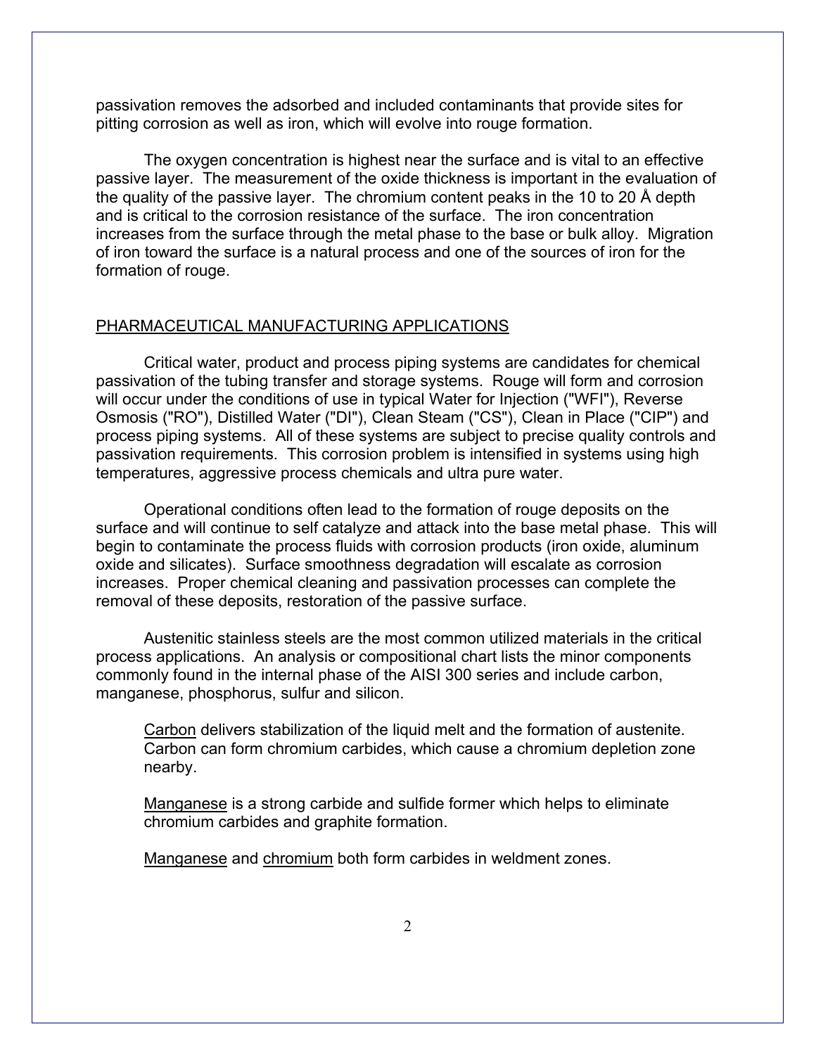passivation removes the adsorbed and included contaminants that provide sites for pitting corrosion as well as iron, which will evolve into rouge formation.

The oxygen concentration is highest near the surface and is vital to an effective passive layer. The measurement of the oxide thickness is important in the evaluation of the quality of the passive layer. The chromium content peaks in the 10 to 20 Å depth and is critical to the corrosion resistance of the surface. The iron concentration increases from the surface through the metal phase to the base or bulk alloy. Migration of iron toward the surface is a natural process and one of the sources of iron for the formation of rouge.

## PHARMACEUTICAL MANUFACTURING APPLICATIONS

Critical water, product and process piping systems are candidates for chemical passivation of the tubing transfer and storage systems. Rouge will form and corrosion will occur under the conditions of use in typical Water for Injection ("WFI"), Reverse Osmosis ("RO"), Distilled Water ("DI"), Clean Steam ("CS"), Clean in Place ("CIP") and process piping systems. All of these systems are subject to precise quality controls and passivation requirements. This corrosion problem is intensified in systems using high temperatures, aggressive process chemicals and ultra pure water.

Operational conditions often lead to the formation of rouge deposits on the surface and will continue to self catalyze and attack into the base metal phase. This will begin to contaminate the process fluids with corrosion products (iron oxide, aluminum oxide and silicates). Surface smoothness degradation will escalate as corrosion increases. Proper chemical cleaning and passivation processes can complete the removal of these deposits, restoration of the passive surface.

Austenitic stainless steels are the most common utilized materials in the critical process applications. An analysis or compositional chart lists the minor components commonly found in the internal phase of the AISI 300 series and include carbon, manganese, phosphorus, sulfur and silicon.

Carbon delivers stabilization of the liquid melt and the formation of austenite. Carbon can form chromium carbides, which cause a chromium depletion zone nearby.

Manganese is a strong carbide and sulfide former which helps to eliminate chromium carbides and graphite formation.

Manganese and chromium both form carbides in weldment zones.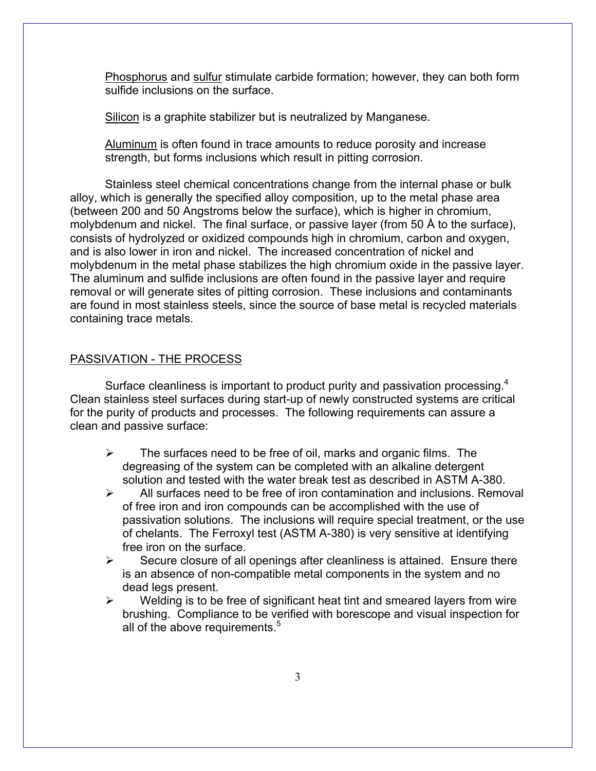Phosphorus and sulfur stimulate carbide formation; however, they can both form sulfide inclusions on the surface.

Silicon is a graphite stabilizer but is neutralized by Manganese.

Aluminum is often found in trace amounts to reduce porosity and increase strength, but forms inclusions which result in pitting corrosion.

Stainless steel chemical concentrations change from the internal phase or bulk alloy, which is generally the specified alloy composition, up to the metal phase area (between 200 and 50 Angstroms below the surface), which is higher in chromium, molybdenum and nickel. The final surface, or passive layer (from 50 Å to the surface), consists of hydrolyzed or oxidized compounds high in chromium, carbon and oxygen, and is also lower in iron and nickel. The increased concentration of nickel and molybdenum in the metal phase stabilizes the high chromium oxide in the passive layer. The aluminum and sulfide inclusions are often found in the passive layer and require removal or will generate sites of pitting corrosion. These inclusions and contaminants are found in most stainless steels, since the source of base metal is recycled materials containing trace metals.

## PASSIVATION - THE PROCESS

Surface cleanliness is important to product purity and passivation processing.[4] Clean stainless steel surfaces during start-up of newly constructed systems are critical for the purity of products and processes. The following requirements can assure a clean and passive surface:

- The surfaces need to be free of oil, marks and organic films. The degreasing of the system can be completed with an alkaline detergent solution and tested with the water break test as described in ASTM A-380.
- All surfaces need to be free of iron contamination and inclusions. Removal of free iron and iron compounds can be accomplished with the use of passivation solutions. The inclusions will require special treatment, or the use of chelants. The Ferroxyl test (ASTM A-380) is very sensitive at identifying free iron on the surface.
- Secure closure of all openings after cleanliness is attained. Ensure there is an absence of non-compatible metal components in the system and no dead legs present.
- Welding is to be free of significant heat tint and smeared layers from wire brushing. Compliance to be verified with borescope and visual inspection for all of the above requirements.[5]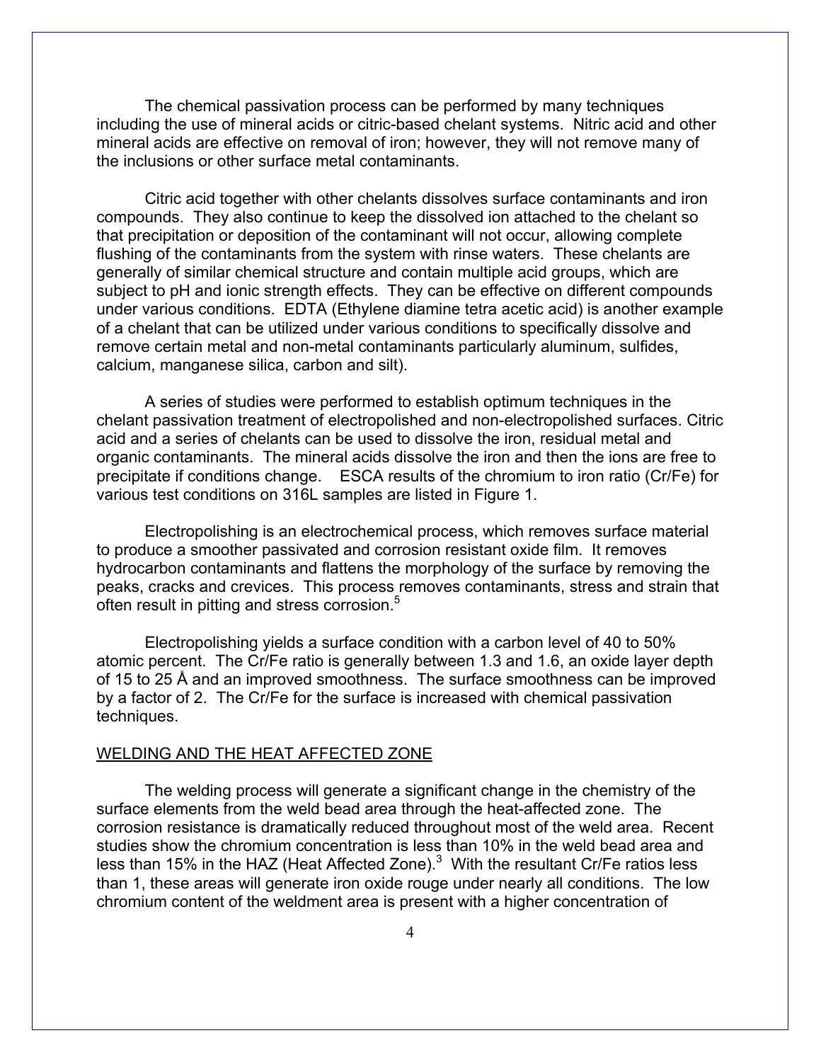The chemical passivation process can be performed by many techniques including the use of mineral acids or citric-based chelant systems. Nitric acid and other mineral acids are effective on removal of iron; however, they will not remove many of the inclusions or other surface metal contaminants.

Citric acid together with other chelants dissolves surface contaminants and iron compounds. They also continue to keep the dissolved ion attached to the chelant so that precipitation or deposition of the contaminant will not occur, allowing complete flushing of the contaminants from the system with rinse waters. These chelants are generally of similar chemical structure and contain multiple acid groups, which are subject to pH and ionic strength effects. They can be effective on different compounds under various conditions. EDTA (Ethylene diamine tetra acetic acid) is another example of a chelant that can be utilized under various conditions to specifically dissolve and remove certain metal and non-metal contaminants particularly aluminum, sulfides, calcium, manganese silica, carbon and silt).

A series of studies were performed to establish optimum techniques in the chelant passivation treatment of electropolished and non-electropolished surfaces. Citric acid and a series of chelants can be used to dissolve the iron, residual metal and organic contaminants. The mineral acids dissolve the iron and then the ions are free to precipitate if conditions change. ESCA results of the chromium to iron ratio (Cr/Fe) for various test conditions on 316L samples are listed in Figure 1.

Electropolishing is an electrochemical process, which removes surface material to produce a smoother passivated and corrosion resistant oxide film. It removes hydrocarbon contaminants and flattens the morphology of the surface by removing the peaks, cracks and crevices. This process removes contaminants, stress and strain that often result in pitting and stress corrosion.[5]

Electropolishing yields a surface condition with a carbon level of 40 to 50% atomic percent. The Cr/Fe ratio is generally between 1.3 and 1.6, an oxide layer depth of 15 to 25 Å and an improved smoothness. The surface smoothness can be improved by a factor of 2. The Cr/Fe for the surface is increased with chemical passivation techniques.

## WELDING AND THE HEAT AFFECTED ZONE

The welding process will generate a significant change in the chemistry of the surface elements from the weld bead area through the heat-affected zone. The corrosion resistance is dramatically reduced throughout most of the weld area. Recent studies show the chromium concentration is less than 10% in the weld bead area and less than 15% in the HAZ (Heat Affected Zone).[3] With the resultant Cr/Fe ratios less than 1, these areas will generate iron oxide rouge under nearly all conditions. The low chromium content of the weldment area is present with a higher concentration of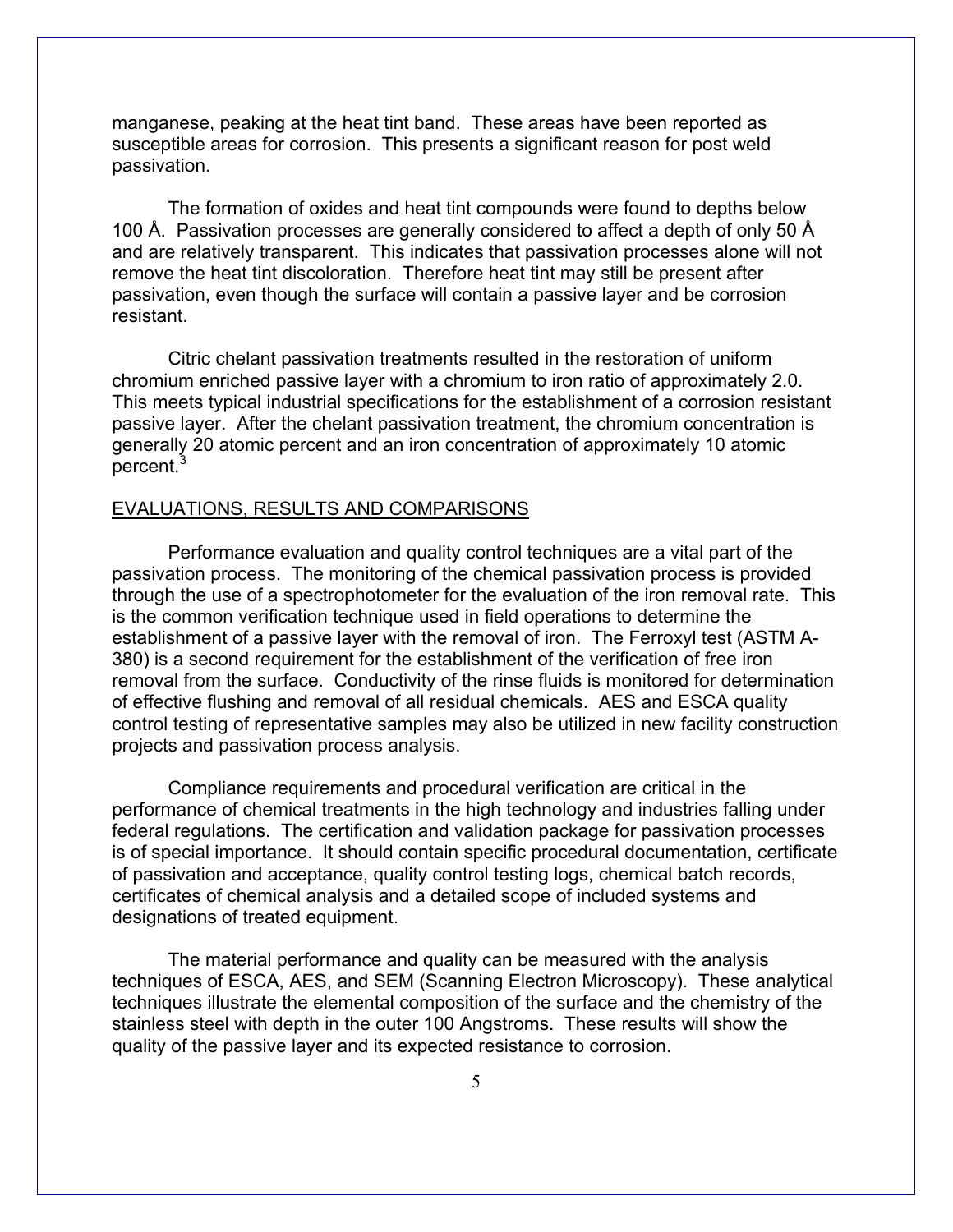manganese, peaking at the heat tint band. These areas have been reported as susceptible areas for corrosion. This presents a significant reason for post weld passivation.

The formation of oxides and heat tint compounds were found to depths below 100 Å. Passivation processes are generally considered to affect a depth of only 50 Å and are relatively transparent. This indicates that passivation processes alone will not remove the heat tint discoloration. Therefore heat tint may still be present after passivation, even though the surface will contain a passive layer and be corrosion resistant.

Citric chelant passivation treatments resulted in the restoration of uniform chromium enriched passive layer with a chromium to iron ratio of approximately 2.0. This meets typical industrial specifications for the establishment of a corrosion resistant passive layer. After the chelant passivation treatment, the chromium concentration is generally 20 atomic percent and an iron concentration of approximately 10 atomic percent.[3]

## EVALUATIONS, RESULTS AND COMPARISONS

Performance evaluation and quality control techniques are a vital part of the passivation process. The monitoring of the chemical passivation process is provided through the use of a spectrophotometer for the evaluation of the iron removal rate. This is the common verification technique used in field operations to determine the establishment of a passive layer with the removal of iron. The Ferroxyl test (ASTM A-380) is a second requirement for the establishment of the verification of free iron removal from the surface. Conductivity of the rinse fluids is monitored for determination of effective flushing and removal of all residual chemicals. AES and ESCA quality control testing of representative samples may also be utilized in new facility construction projects and passivation process analysis.

Compliance requirements and procedural verification are critical in the performance of chemical treatments in the high technology and industries falling under federal regulations. The certification and validation package for passivation processes is of special importance. It should contain specific procedural documentation, certificate of passivation and acceptance, quality control testing logs, chemical batch records, certificates of chemical analysis and a detailed scope of included systems and designations of treated equipment.

The material performance and quality can be measured with the analysis techniques of ESCA, AES, and SEM (Scanning Electron Microscopy). These analytical techniques illustrate the elemental composition of the surface and the chemistry of the stainless steel with depth in the outer 100 Angstroms. These results will show the quality of the passive layer and its expected resistance to corrosion.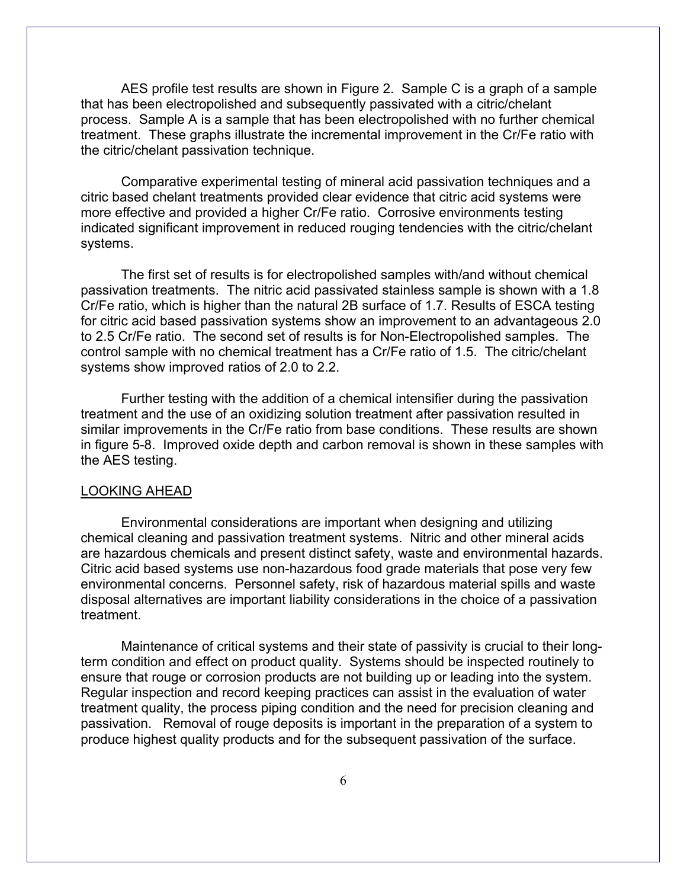AES profile test results are shown in Figure 2. Sample C is a graph of a sample that has been electropolished and subsequently passivated with a citric/chelant process. Sample A is a sample that has been electropolished with no further chemical treatment. These graphs illustrate the incremental improvement in the Cr/Fe ratio with the citric/chelant passivation technique.

Comparative experimental testing of mineral acid passivation techniques and a citric based chelant treatments provided clear evidence that citric acid systems were more effective and provided a higher Cr/Fe ratio. Corrosive environments testing indicated significant improvement in reduced rouging tendencies with the citric/chelant systems.

The first set of results is for electropolished samples with/and without chemical passivation treatments. The nitric acid passivated stainless sample is shown with a 1.8 Cr/Fe ratio, which is higher than the natural 2B surface of 1.7. Results of ESCA testing for citric acid based passivation systems show an improvement to an advantageous 2.0 to 2.5 Cr/Fe ratio. The second set of results is for Non-Electropolished samples. The control sample with no chemical treatment has a Cr/Fe ratio of 1.5. The citric/chelant systems show improved ratios of 2.0 to 2.2.

Further testing with the addition of a chemical intensifier during the passivation treatment and the use of an oxidizing solution treatment after passivation resulted in similar improvements in the Cr/Fe ratio from base conditions. These results are shown in figure 5-8. Improved oxide depth and carbon removal is shown in these samples with the AES testing.

## <u>LOOKING AHEAD</u>

Environmental considerations are important when designing and utilizing chemical cleaning and passivation treatment systems. Nitric and other mineral acids are hazardous chemicals and present distinct safety, waste and environmental hazards. Citric acid based systems use non-hazardous food grade materials that pose very few environmental concerns. Personnel safety, risk of hazardous material spills and waste disposal alternatives are important liability considerations in the choice of a passivation treatment.

Maintenance of critical systems and their state of passivity is crucial to their long-term condition and effect on product quality. Systems should be inspected routinely to ensure that rouge or corrosion products are not building up or leading into the system. Regular inspection and record keeping practices can assist in the evaluation of water treatment quality, the process piping condition and the need for precision cleaning and passivation. Removal of rouge deposits is important in the preparation of a system to produce highest quality products and for the subsequent passivation of the surface.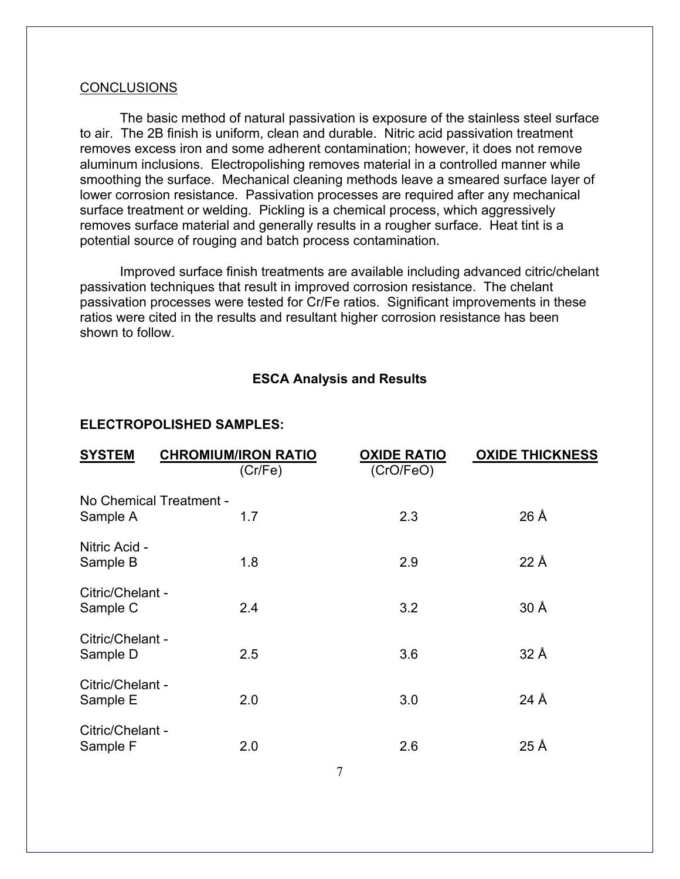## CONCLUSIONS

The basic method of natural passivation is exposure of the stainless steel surface to air. The 2B finish is uniform, clean and durable. Nitric acid passivation treatment removes excess iron and some adherent contamination; however, it does not remove aluminum inclusions. Electropolishing removes material in a controlled manner while smoothing the surface. Mechanical cleaning methods leave a smeared surface layer of lower corrosion resistance. Passivation processes are required after any mechanical surface treatment or welding. Pickling is a chemical process, which aggressively removes surface material and generally results in a rougher surface. Heat tint is a potential source of rouging and batch process contamination.

Improved surface finish treatments are available including advanced citric/chelant passivation techniques that result in improved corrosion resistance. The chelant passivation processes were tested for Cr/Fe ratios. Significant improvements in these ratios were cited in the results and resultant higher corrosion resistance has been shown to follow.

### ESCA Analysis and Results

**ELECTROPOLISHED SAMPLES:**

| SYSTEM | CHROMIUM/IRON RATIO (Cr/Fe) | OXIDE RATIO (CrO/FeO) | OXIDE THICKNESS |
|---|---|---|---|
| No Chemical Treatment - Sample A | 1.7 | 2.3 | 26 Å |
| Nitric Acid - Sample B | 1.8 | 2.9 | 22 Å |
| Citric/Chelant - Sample C | 2.4 | 3.2 | 30 Å |
| Citric/Chelant - Sample D | 2.5 | 3.6 | 32 Å |
| Citric/Chelant - Sample E | 2.0 | 3.0 | 24 Å |
| Citric/Chelant - Sample F | 2.0 | 2.6 | 25 Å |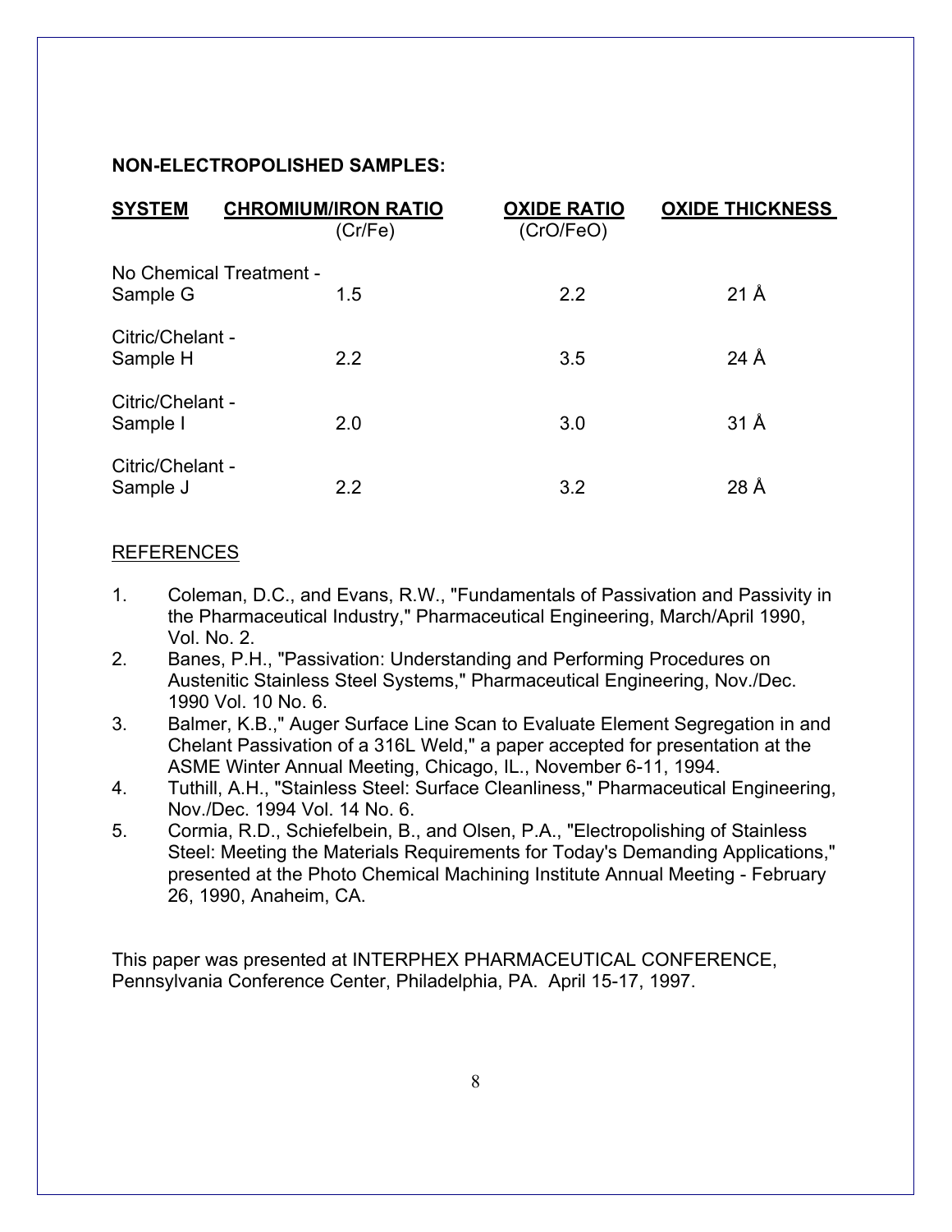**NON-ELECTROPOLISHED SAMPLES:**

| SYSTEM | CHROMIUM/IRON RATIO (Cr/Fe) | OXIDE RATIO (CrO/FeO) | OXIDE THICKNESS |
|---|---|---|---|
| No Chemical Treatment - Sample G | 1.5 | 2.2 | 21 Å |
| Citric/Chelant - Sample H | 2.2 | 3.5 | 24 Å |
| Citric/Chelant - Sample I | 2.0 | 3.0 | 31 Å |
| Citric/Chelant - Sample J | 2.2 | 3.2 | 28 Å |

REFERENCES

1. Coleman, D.C., and Evans, R.W., "Fundamentals of Passivation and Passivity in the Pharmaceutical Industry," Pharmaceutical Engineering, March/April 1990, Vol. No. 2.
2. Banes, P.H., "Passivation: Understanding and Performing Procedures on Austenitic Stainless Steel Systems," Pharmaceutical Engineering, Nov./Dec. 1990 Vol. 10 No. 6.
3. Balmer, K.B.," Auger Surface Line Scan to Evaluate Element Segregation in and Chelant Passivation of a 316L Weld," a paper accepted for presentation at the ASME Winter Annual Meeting, Chicago, IL., November 6-11, 1994.
4. Tuthill, A.H., "Stainless Steel: Surface Cleanliness," Pharmaceutical Engineering, Nov./Dec. 1994 Vol. 14 No. 6.
5. Cormia, R.D., Schiefelbein, B., and Olsen, P.A., "Electropolishing of Stainless Steel: Meeting the Materials Requirements for Today's Demanding Applications," presented at the Photo Chemical Machining Institute Annual Meeting - February 26, 1990, Anaheim, CA.

This paper was presented at INTERPHEX PHARMACEUTICAL CONFERENCE, Pennsylvania Conference Center, Philadelphia, PA. April 15-17, 1997.